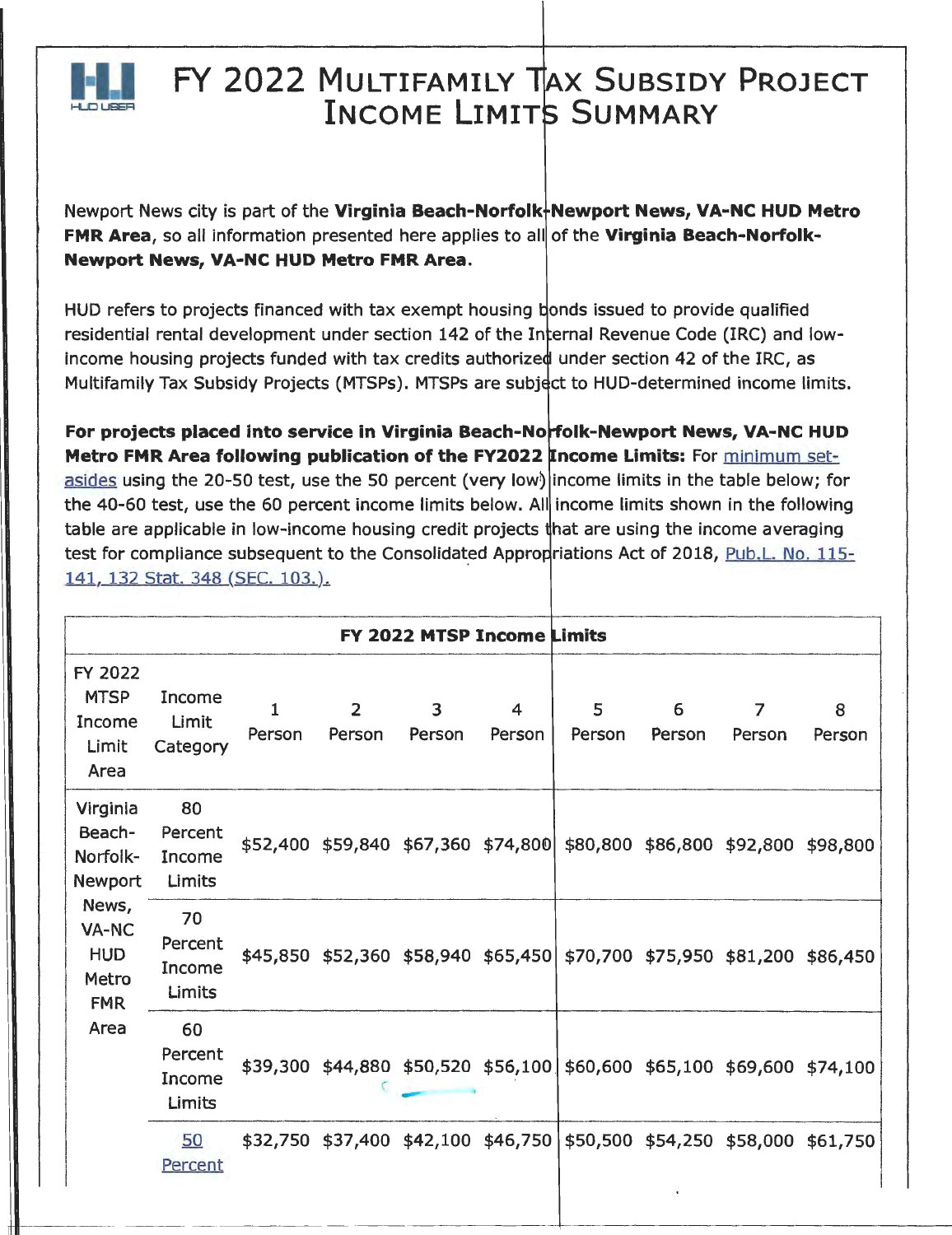# FY 2022 Multifamily Tax Subsidy Project Income Limits Summary

Newport News city is part of the **Virginia Beach-Norfolk-Newport News, VA-NC HUD Metro FMR Area**, so all information presented here applies to all of the **Virginia Beach-Norfolk-Newport News, VA-NC HUD Metro FMR Area**.

HUD refers to projects financed with tax exempt housing bonds issued to provide qualified residential rental development under section 142 of the Internal Revenue Code (IRC) and low-income housing projects funded with tax credits authorized under section 42 of the IRC, as Multifamily Tax Subsidy Projects (MTSPs). MTSPs are subject to HUD-determined income limits.

**For projects placed into service in Virginia Beach-Norfolk-Newport News, VA-NC HUD Metro FMR Area following publication of the FY2022 Income Limits:** For minimum set-asides using the 20-50 test, use the 50 percent (very low) income limits in the table below; for the 40-60 test, use the 60 percent income limits below. All income limits shown in the following table are applicable in low-income housing credit projects that are using the income averaging test for compliance subsequent to the Consolidated Appropriations Act of 2018, Pub.L. No. 115-141, 132 Stat. 348 (SEC. 103.).

| FY 2022 MTSP Income Limits | | | | | | | | | |
|---|---|---|---|---|---|---|---|---|---|
| FY 2022 MTSP Income Limit Area | Income Limit Category | 1 Person | 2 Person | 3 Person | 4 Person | 5 Person | 6 Person | 7 Person | 8 Person |
| Virginia Beach-Norfolk-Newport News, VA-NC HUD Metro FMR Area | 80 Percent Income Limits | $52,400 | $59,840 | $67,360 | $74,800 | $80,800 | $86,800 | $92,800 | $98,800 |
| | 70 Percent Income Limits | $45,850 | $52,360 | $58,940 | $65,450 | $70,700 | $75,950 | $81,200 | $86,450 |
| | 60 Percent Income Limits | $39,300 | $44,880 | $50,520 | $56,100 | $60,600 | $65,100 | $69,600 | $74,100 |
| | 50 Percent | $32,750 | $37,400 | $42,100 | $46,750 | $50,500 | $54,250 | $58,000 | $61,750 |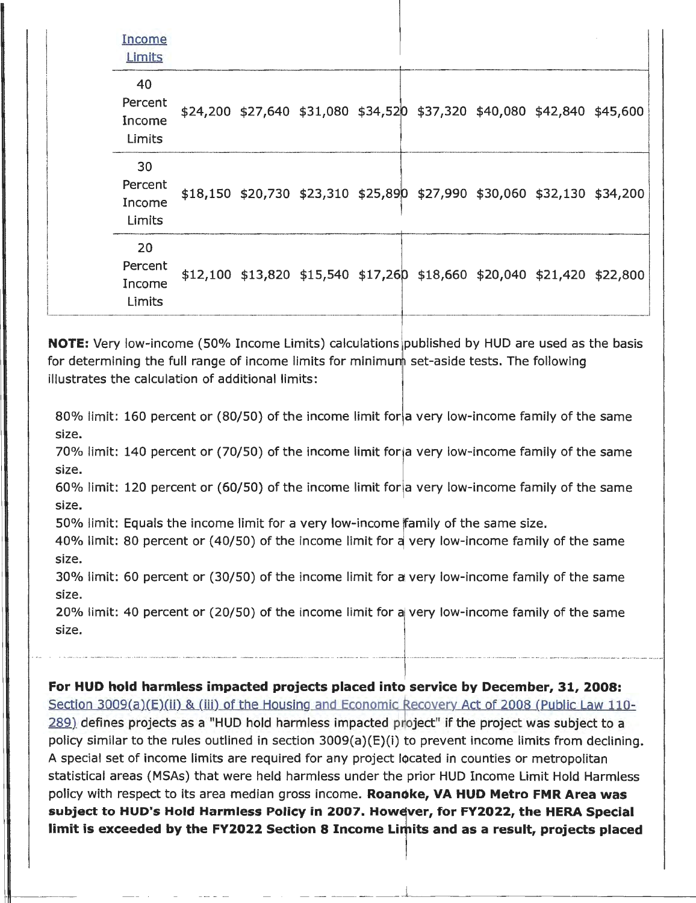| Income Limits | | | | | | | | |
|---|---|---|---|---|---|---|---|---|
| 40 Percent Income Limits | $24,200 | $27,640 | $31,080 | $34,520 | $37,320 | $40,080 | $42,840 | $45,600 |
| 30 Percent Income Limits | $18,150 | $20,730 | $23,310 | $25,890 | $27,990 | $30,060 | $32,130 | $34,200 |
| 20 Percent Income Limits | $12,100 | $13,820 | $15,540 | $17,260 | $18,660 | $20,040 | $21,420 | $22,800 |

**NOTE:** Very low-income (50% Income Limits) calculations published by HUD are used as the basis for determining the full range of income limits for minimum set-aside tests. The following illustrates the calculation of additional limits:

80% limit: 160 percent or (80/50) of the income limit for a very low-income family of the same size.
70% limit: 140 percent or (70/50) of the income limit for a very low-income family of the same size.
60% limit: 120 percent or (60/50) of the income limit for a very low-income family of the same size.
50% limit: Equals the income limit for a very low-income family of the same size.
40% limit: 80 percent or (40/50) of the income limit for a very low-income family of the same size.
30% limit: 60 percent or (30/50) of the income limit for a very low-income family of the same size.
20% limit: 40 percent or (20/50) of the income limit for a very low-income family of the same size.

**For HUD hold harmless impacted projects placed into service by December, 31, 2008:**
Section 3009(a)(E)(ii) & (iii) of the Housing and Economic Recovery Act of 2008 (Public Law 110-289) defines projects as a "HUD hold harmless impacted project" if the project was subject to a policy similar to the rules outlined in section 3009(a)(E)(i) to prevent income limits from declining. A special set of income limits are required for any project located in counties or metropolitan statistical areas (MSAs) that were held harmless under the prior HUD Income Limit Hold Harmless policy with respect to its area median gross income. **Roanoke, VA HUD Metro FMR Area was subject to HUD's Hold Harmless Policy in 2007. However, for FY2022, the HERA Special limit is exceeded by the FY2022 Section 8 Income Limits and as a result, projects placed**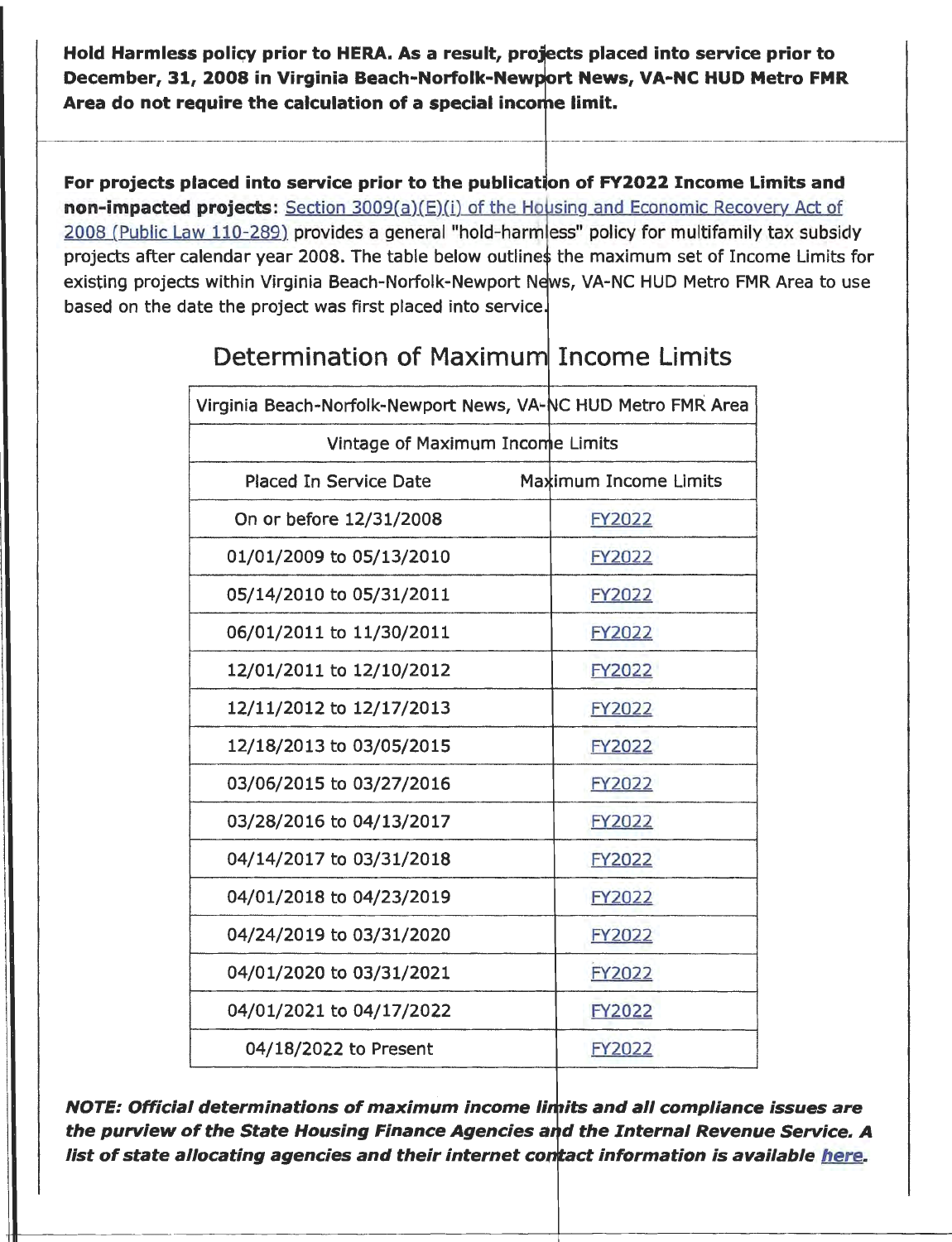**Hold Harmless policy prior to HERA. As a result, projects placed into service prior to December, 31, 2008 in Virginia Beach-Norfolk-Newport News, VA-NC HUD Metro FMR Area do not require the calculation of a special income limit.**

**For projects placed into service prior to the publication of FY2022 Income Limits and non-impacted projects**: Section 3009(a)(E)(i) of the Housing and Economic Recovery Act of 2008 (Public Law 110-289) provides a general "hold-harmless" policy for multifamily tax subsidy projects after calendar year 2008. The table below outlines the maximum set of Income Limits for existing projects within Virginia Beach-Norfolk-Newport News, VA-NC HUD Metro FMR Area to use based on the date the project was first placed into service.

## Determination of Maximum Income Limits

| Virginia Beach-Norfolk-Newport News, VA-NC HUD Metro FMR Area | |
|---|---|
| Vintage of Maximum Income Limits | |
| Placed In Service Date | Maximum Income Limits |
| On or before 12/31/2008 | FY2022 |
| 01/01/2009 to 05/13/2010 | FY2022 |
| 05/14/2010 to 05/31/2011 | FY2022 |
| 06/01/2011 to 11/30/2011 | FY2022 |
| 12/01/2011 to 12/10/2012 | FY2022 |
| 12/11/2012 to 12/17/2013 | FY2022 |
| 12/18/2013 to 03/05/2015 | FY2022 |
| 03/06/2015 to 03/27/2016 | FY2022 |
| 03/28/2016 to 04/13/2017 | FY2022 |
| 04/14/2017 to 03/31/2018 | FY2022 |
| 04/01/2018 to 04/23/2019 | FY2022 |
| 04/24/2019 to 03/31/2020 | FY2022 |
| 04/01/2020 to 03/31/2021 | FY2022 |
| 04/01/2021 to 04/17/2022 | FY2022 |
| 04/18/2022 to Present | FY2022 |

***NOTE: Official determinations of maximum income limits and all compliance issues are the purview of the State Housing Finance Agencies and the Internal Revenue Service. A list of state allocating agencies and their internet contact information is available here.***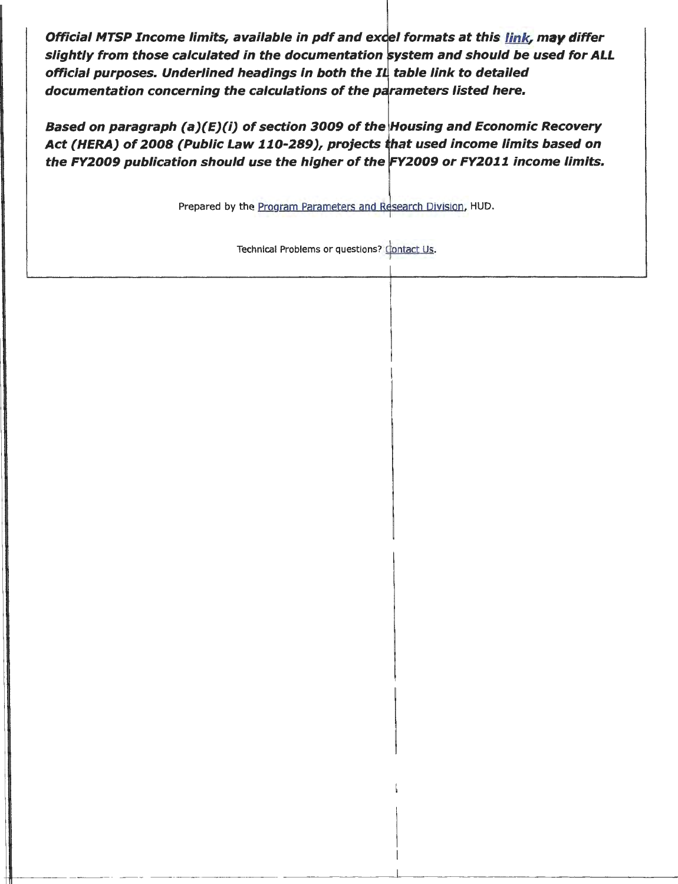***Official MTSP Income limits, available in pdf and excel formats at this link, may differ slightly from those calculated in the documentation system and should be used for ALL official purposes. Underlined headings in both the IL table link to detailed documentation concerning the calculations of the parameters listed here.***

***Based on paragraph (a)(E)(i) of section 3009 of the Housing and Economic Recovery Act (HERA) of 2008 (Public Law 110-289), projects that used income limits based on the FY2009 publication should use the higher of the FY2009 or FY2011 income limits.***

Prepared by the Program Parameters and Research Division, HUD.

Technical Problems or questions? Contact Us.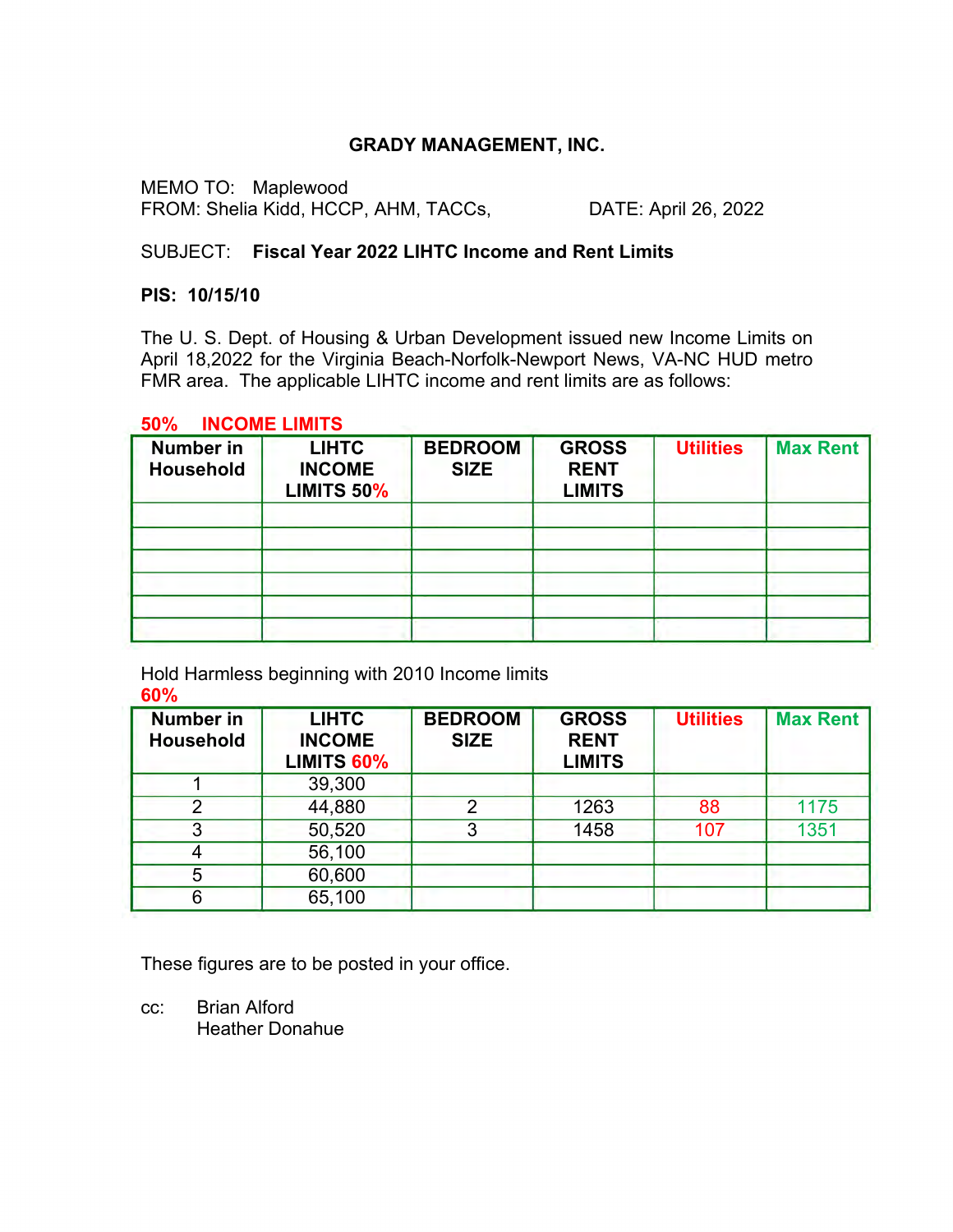**GRADY MANAGEMENT, INC.**

MEMO TO: Maplewood
FROM: Shelia Kidd, HCCP, AHM, TACCs, DATE: April 26, 2022

SUBJECT: **Fiscal Year 2022 LIHTC Income and Rent Limits**

**PIS: 10/15/10**

The U. S. Dept. of Housing & Urban Development issued new Income Limits on April 18,2022 for the Virginia Beach-Norfolk-Newport News, VA-NC HUD metro FMR area. The applicable LIHTC income and rent limits are as follows:

**50% INCOME LIMITS**

| Number in Household | LIHTC INCOME LIMITS 50% | BEDROOM SIZE | GROSS RENT LIMITS | Utilities | Max Rent |
|---|---|---|---|---|---|
| | | | | | |
| | | | | | |
| | | | | | |
| | | | | | |
| | | | | | |
| | | | | | |

Hold Harmless beginning with 2010 Income limits

**60%**

| Number in Household | LIHTC INCOME LIMITS 60% | BEDROOM SIZE | GROSS RENT LIMITS | Utilities | Max Rent |
|---|---|---|---|---|---|
| 1 | 39,300 | | | | |
| 2 | 44,880 | 2 | 1263 | 88 | 1175 |
| 3 | 50,520 | 3 | 1458 | 107 | 1351 |
| 4 | 56,100 | | | | |
| 5 | 60,600 | | | | |
| 6 | 65,100 | | | | |

These figures are to be posted in your office.

cc: Brian Alford
Heather Donahue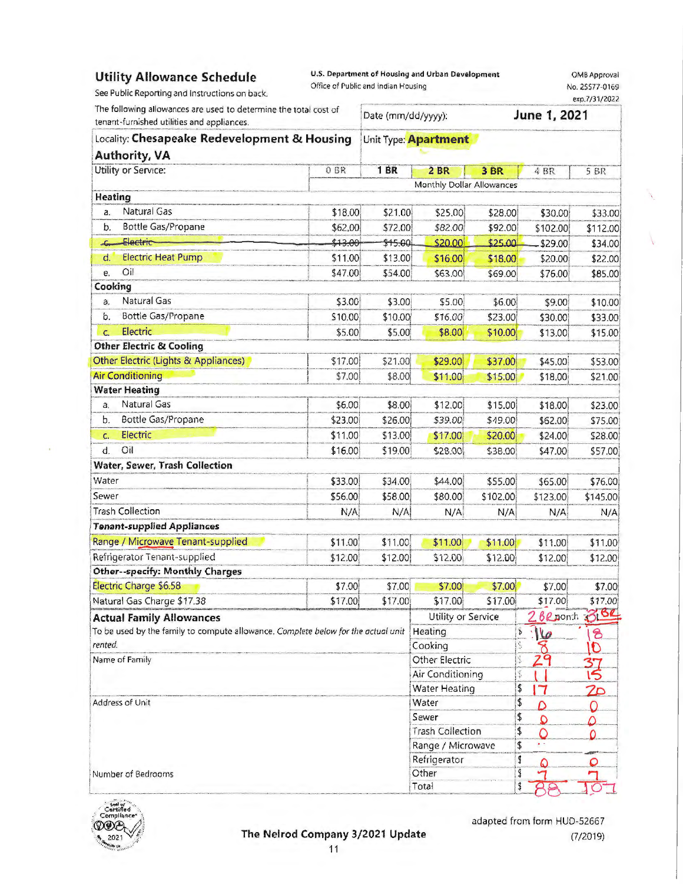## Utility Allowance Schedule

See Public Reporting and Instructions on back.

**U.S. Department of Housing and Urban Development**
Office of Public and Indian Housing

OMB Approval No. 25577-0169 exp.7/31/2022

The following allowances are used to determine the total cost of tenant-furnished utilities and appliances.

Date (mm/dd/yyyy): **June 1, 2021**

Locality: **Chesapeake Redevelopment & Housing Authority, VA**

Unit Type: **Apartment**

| Utility or Service: | 0 BR | 1 BR | 2 BR | 3 BR | 4 BR | 5 BR |
|---|---|---|---|---|---|---|
| | Monthly Dollar Allowances | | | | | |
| **Heating** | | | | | | |
| a. Natural Gas | $18.00 | $21.00 | $25.00 | $28.00 | $30.00 | $33.00 |
| b. Bottle Gas/Propane | $62.00 | $72.00 | $82.00 | $92.00 | $102.00 | $112.00 |
| ~~c. Electric~~ | ~~$13.00~~ | ~~$15.00~~ | $20.00 | $25.00 | $29.00 | $34.00 |
| d. Electric Heat Pump | $11.00 | $13.00 | $16.00 | $18.00 | $20.00 | $22.00 |
| e. Oil | $47.00 | $54.00 | $63.00 | $69.00 | $76.00 | $85.00 |
| **Cooking** | | | | | | |
| a. Natural Gas | $3.00 | $3.00 | $5.00 | $6.00 | $9.00 | $10.00 |
| b. Bottle Gas/Propane | $10.00 | $10.00 | $16.00 | $23.00 | $30.00 | $33.00 |
| c. Electric | $5.00 | $5.00 | $8.00 | $10.00 | $13.00 | $15.00 |
| **Other Electric & Cooling** | | | | | | |
| Other Electric (Lights & Appliances) | $17.00 | $21.00 | $29.00 | $37.00 | $45.00 | $53.00 |
| Air Conditioning | $7.00 | $8.00 | $11.00 | $15.00 | $18.00 | $21.00 |
| **Water Heating** | | | | | | |
| a. Natural Gas | $6.00 | $8.00 | $12.00 | $15.00 | $18.00 | $23.00 |
| b. Bottle Gas/Propane | $23.00 | $26.00 | $39.00 | $49.00 | $62.00 | $75.00 |
| c. Electric | $11.00 | $13.00 | $17.00 | $20.00 | $24.00 | $28.00 |
| d. Oil | $16.00 | $19.00 | $28.00 | $38.00 | $47.00 | $57.00 |
| **Water, Sewer, Trash Collection** | | | | | | |
| Water | $33.00 | $34.00 | $44.00 | $55.00 | $65.00 | $76.00 |
| Sewer | $56.00 | $58.00 | $80.00 | $102.00 | $123.00 | $145.00 |
| Trash Collection | N/A | N/A | N/A | N/A | N/A | N/A |
| **Tenant-supplied Appliances** | | | | | | |
| Range / Microwave Tenant-supplied | $11.00 | $11.00 | $11.00 | $11.00 | $11.00 | $11.00 |
| Refrigerator Tenant-supplied | $12.00 | $12.00 | $12.00 | $12.00 | $12.00 | $12.00 |
| **Other--specify: Monthly Charges** | | | | | | |
| Electric Charge $6.58 | $7.00 | $7.00 | $7.00 | $7.00 | $7.00 | $7.00 |
| Natural Gas Charge $17.38 | $17.00 | $17.00 | $17.00 | $17.00 | $17.00 | $17.00 |

### Actual Family Allowances

To be used by the family to compute allowance. *Complete below for the actual unit rented.*

Name of Family

Address of Unit

Number of Bedrooms

| Utility or Service | 2 BR month | 3 BR |
|---|---|---|
| Heating | $ 16 | 18 |
| Cooking | $ 8 | 10 |
| Other Electric | $ 29 | 37 |
| Air Conditioning | $ 11 | 15 |
| Water Heating | $ 17 | 20 |
| Water | $ 0 | 0 |
| Sewer | $ 0 | 0 |
| Trash Collection | $ 0 | 0 |
| Range / Microwave | $ – | – |
| Refrigerator | $ 0 | 0 |
| Other | $ 7 | 7 |
| Total | $ 88 | 107 |

The Nelrod Company 3/2021 Update

adapted from form HUD-52667 (7/2019)